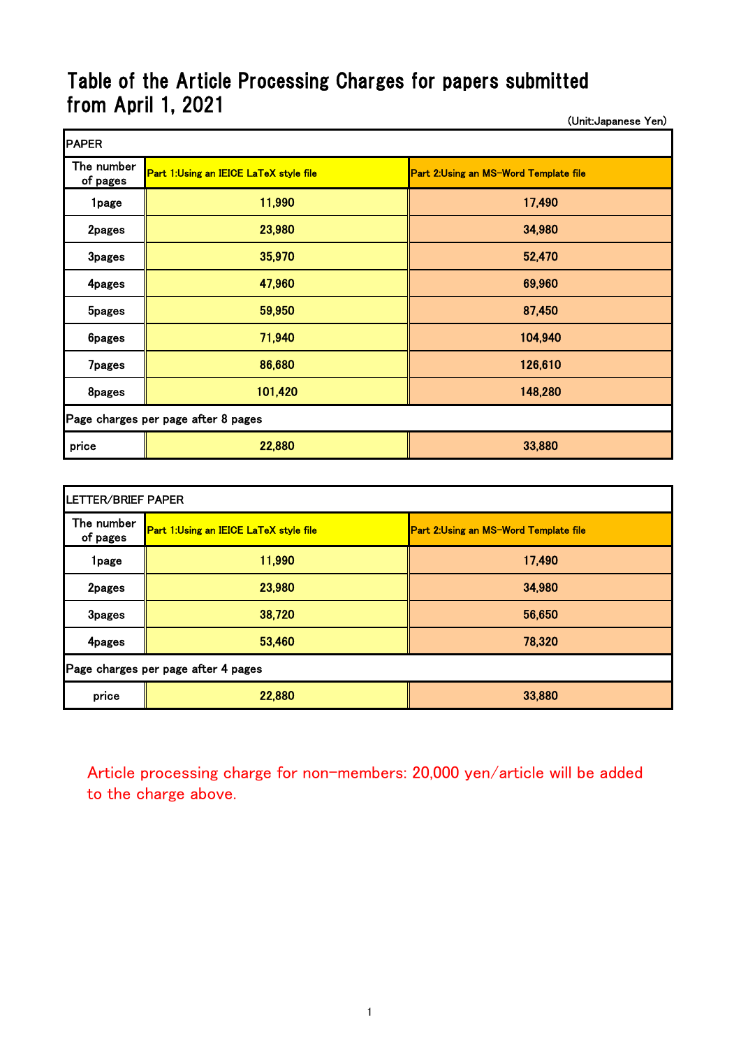# Table of the Article Processing Charges for papers submitted from April 1, 2021

(Unit:Japanese Yen)

| PAPER | | |
|---|---|---|
| The number of pages | Part 1:Using an IEICE LaTeX style file | Part 2:Using an MS-Word Template file |
| 1page | 11,990 | 17,490 |
| 2pages | 23,980 | 34,980 |
| 3pages | 35,970 | 52,470 |
| 4pages | 47,960 | 69,960 |
| 5pages | 59,950 | 87,450 |
| 6pages | 71,940 | 104,940 |
| 7pages | 86,680 | 126,610 |
| 8pages | 101,420 | 148,280 |
| Page charges per page after 8 pages | | |
| price | 22,880 | 33,880 |

| LETTER/BRIEF PAPER | | |
|---|---|---|
| The number of pages | Part 1:Using an IEICE LaTeX style file | Part 2:Using an MS-Word Template file |
| 1page | 11,990 | 17,490 |
| 2pages | 23,980 | 34,980 |
| 3pages | 38,720 | 56,650 |
| 4pages | 53,460 | 78,320 |
| Page charges per page after 4 pages | | |
| price | 22,880 | 33,880 |

Article processing charge for non-members: 20,000 yen/article will be added to the charge above.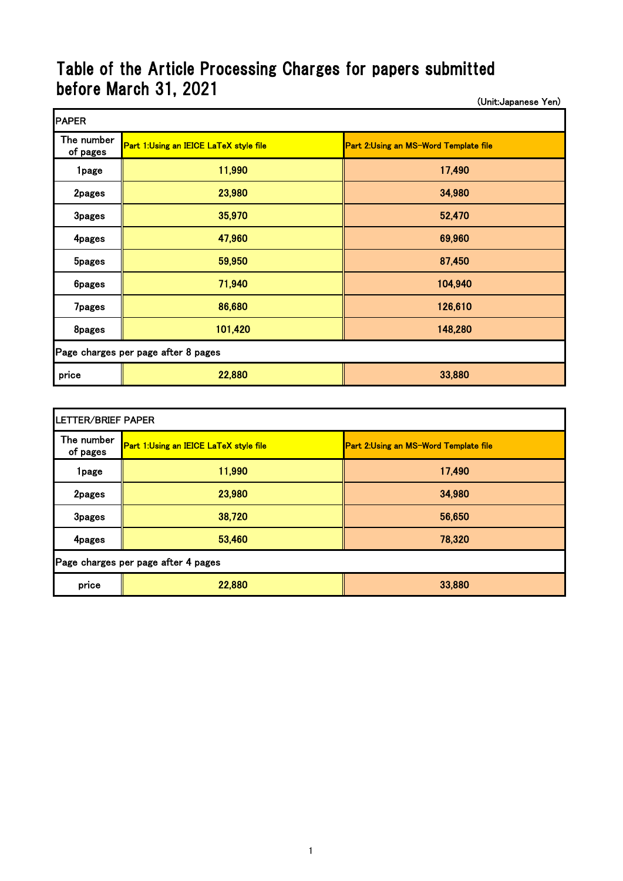# Table of the Article Processing Charges for papers submitted before March 31, 2021

(Unit:Japanese Yen)

| PAPER | | |
|---|---|---|
| The number of pages | Part 1:Using an IEICE LaTeX style file | Part 2:Using an MS-Word Template file |
| 1page | 11,990 | 17,490 |
| 2pages | 23,980 | 34,980 |
| 3pages | 35,970 | 52,470 |
| 4pages | 47,960 | 69,960 |
| 5pages | 59,950 | 87,450 |
| 6pages | 71,940 | 104,940 |
| 7pages | 86,680 | 126,610 |
| 8pages | 101,420 | 148,280 |
| Page charges per page after 8 pages | | |
| price | 22,880 | 33,880 |

| LETTER/BRIEF PAPER | | |
|---|---|---|
| The number of pages | Part 1:Using an IEICE LaTeX style file | Part 2:Using an MS-Word Template file |
| 1page | 11,990 | 17,490 |
| 2pages | 23,980 | 34,980 |
| 3pages | 38,720 | 56,650 |
| 4pages | 53,460 | 78,320 |
| Page charges per page after 4 pages | | |
| price | 22,880 | 33,880 |